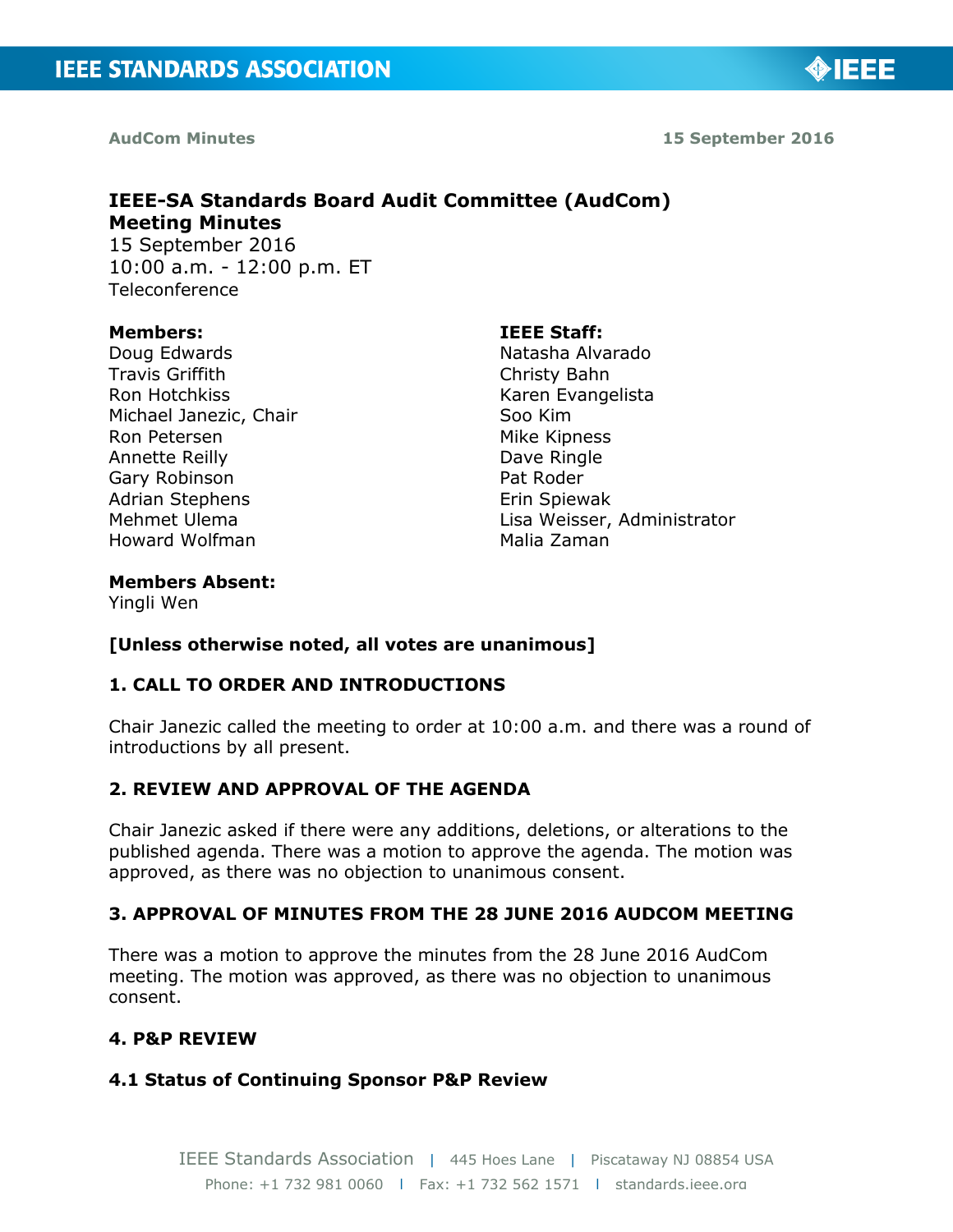**AudCom Minutes** **15 September 2016**

# IEEE-SA Standards Board Audit Committee (AudCom) Meeting Minutes

15 September 2016
10:00 a.m. - 12:00 p.m. ET
Teleconference

**Members:**
Doug Edwards
Travis Griffith
Ron Hotchkiss
Michael Janezic, Chair
Ron Petersen
Annette Reilly
Gary Robinson
Adrian Stephens
Mehmet Ulema
Howard Wolfman

**IEEE Staff:**
Natasha Alvarado
Christy Bahn
Karen Evangelista
Soo Kim
Mike Kipness
Dave Ringle
Pat Roder
Erin Spiewak
Lisa Weisser, Administrator
Malia Zaman

**Members Absent:**
Yingli Wen

**[Unless otherwise noted, all votes are unanimous]**

## 1. CALL TO ORDER AND INTRODUCTIONS

Chair Janezic called the meeting to order at 10:00 a.m. and there was a round of introductions by all present.

## 2. REVIEW AND APPROVAL OF THE AGENDA

Chair Janezic asked if there were any additions, deletions, or alterations to the published agenda. There was a motion to approve the agenda. The motion was approved, as there was no objection to unanimous consent.

## 3. APPROVAL OF MINUTES FROM THE 28 JUNE 2016 AUDCOM MEETING

There was a motion to approve the minutes from the 28 June 2016 AudCom meeting. The motion was approved, as there was no objection to unanimous consent.

## 4. P&P REVIEW

### 4.1 Status of Continuing Sponsor P&P Review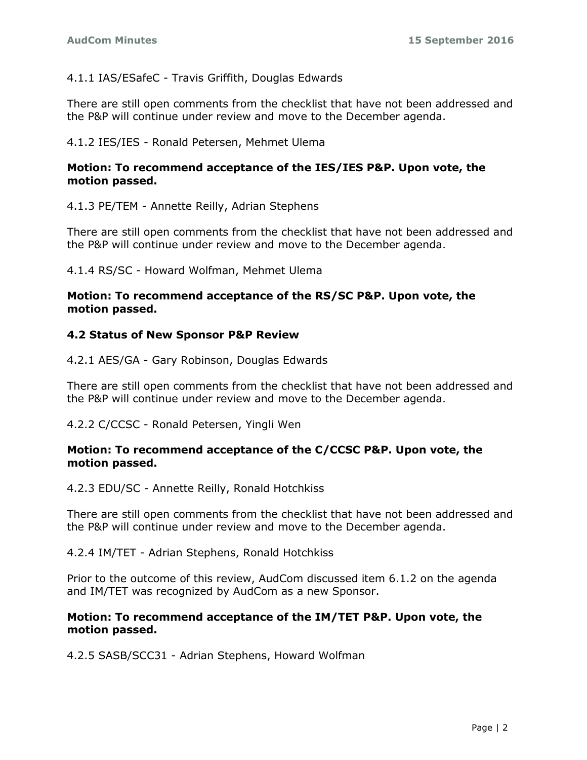4.1.1 IAS/ESafeC - Travis Griffith, Douglas Edwards

There are still open comments from the checklist that have not been addressed and the P&P will continue under review and move to the December agenda.

4.1.2 IES/IES - Ronald Petersen, Mehmet Ulema

**Motion: To recommend acceptance of the IES/IES P&P. Upon vote, the motion passed.**

4.1.3 PE/TEM - Annette Reilly, Adrian Stephens

There are still open comments from the checklist that have not been addressed and the P&P will continue under review and move to the December agenda.

4.1.4 RS/SC - Howard Wolfman, Mehmet Ulema

**Motion: To recommend acceptance of the RS/SC P&P. Upon vote, the motion passed.**

### 4.2 Status of New Sponsor P&P Review

4.2.1 AES/GA - Gary Robinson, Douglas Edwards

There are still open comments from the checklist that have not been addressed and the P&P will continue under review and move to the December agenda.

4.2.2 C/CCSC - Ronald Petersen, Yingli Wen

**Motion: To recommend acceptance of the C/CCSC P&P. Upon vote, the motion passed.**

4.2.3 EDU/SC - Annette Reilly, Ronald Hotchkiss

There are still open comments from the checklist that have not been addressed and the P&P will continue under review and move to the December agenda.

4.2.4 IM/TET - Adrian Stephens, Ronald Hotchkiss

Prior to the outcome of this review, AudCom discussed item 6.1.2 on the agenda and IM/TET was recognized by AudCom as a new Sponsor.

**Motion: To recommend acceptance of the IM/TET P&P. Upon vote, the motion passed.**

4.2.5 SASB/SCC31 - Adrian Stephens, Howard Wolfman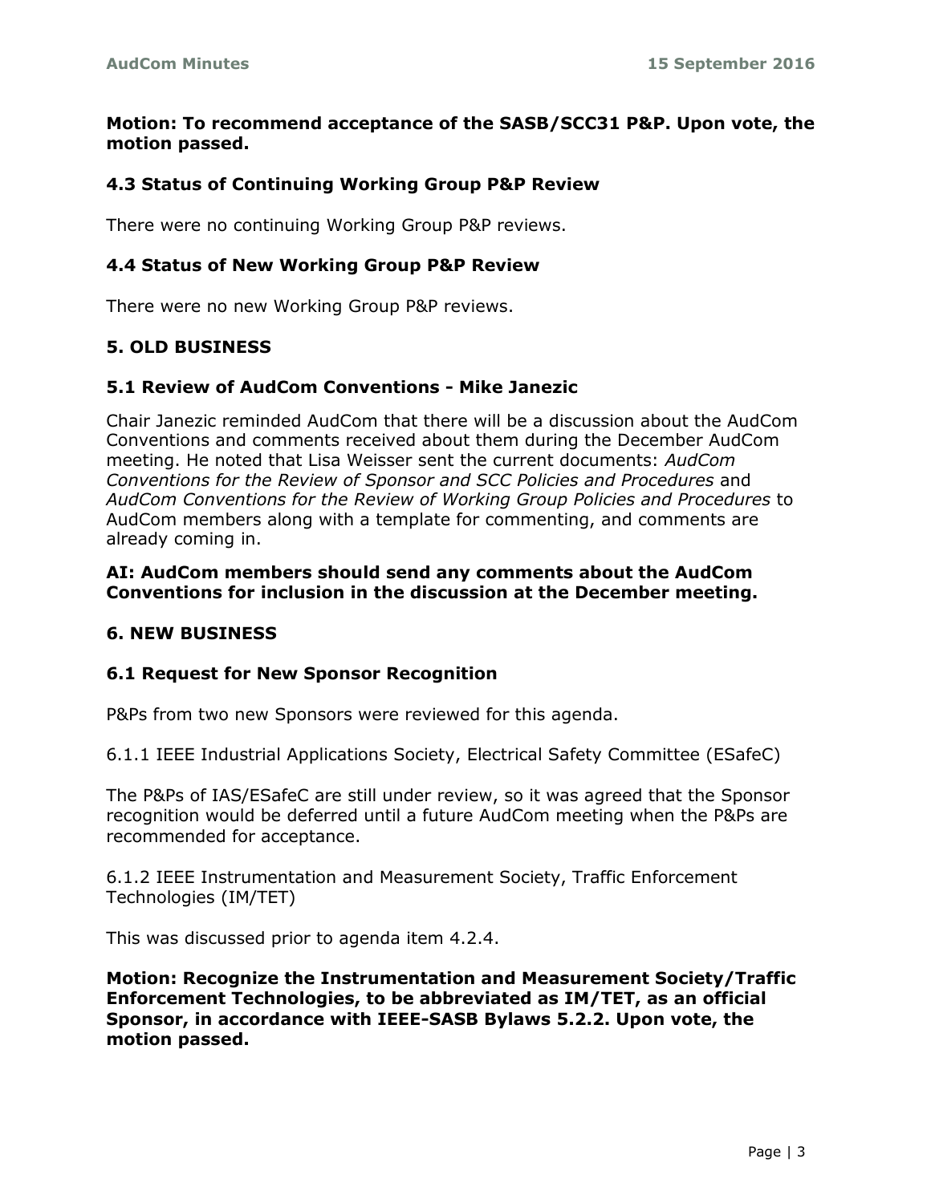**Motion: To recommend acceptance of the SASB/SCC31 P&P. Upon vote, the motion passed.**

### 4.3 Status of Continuing Working Group P&P Review

There were no continuing Working Group P&P reviews.

### 4.4 Status of New Working Group P&P Review

There were no new Working Group P&P reviews.

## 5. OLD BUSINESS

### 5.1 Review of AudCom Conventions - Mike Janezic

Chair Janezic reminded AudCom that there will be a discussion about the AudCom Conventions and comments received about them during the December AudCom meeting. He noted that Lisa Weisser sent the current documents: *AudCom Conventions for the Review of Sponsor and SCC Policies and Procedures* and *AudCom Conventions for the Review of Working Group Policies and Procedures* to AudCom members along with a template for commenting, and comments are already coming in.

**AI: AudCom members should send any comments about the AudCom Conventions for inclusion in the discussion at the December meeting.**

## 6. NEW BUSINESS

### 6.1 Request for New Sponsor Recognition

P&Ps from two new Sponsors were reviewed for this agenda.

6.1.1 IEEE Industrial Applications Society, Electrical Safety Committee (ESafeC)

The P&Ps of IAS/ESafeC are still under review, so it was agreed that the Sponsor recognition would be deferred until a future AudCom meeting when the P&Ps are recommended for acceptance.

6.1.2 IEEE Instrumentation and Measurement Society, Traffic Enforcement Technologies (IM/TET)

This was discussed prior to agenda item 4.2.4.

**Motion: Recognize the Instrumentation and Measurement Society/Traffic Enforcement Technologies, to be abbreviated as IM/TET, as an official Sponsor, in accordance with IEEE-SASB Bylaws 5.2.2. Upon vote, the motion passed.**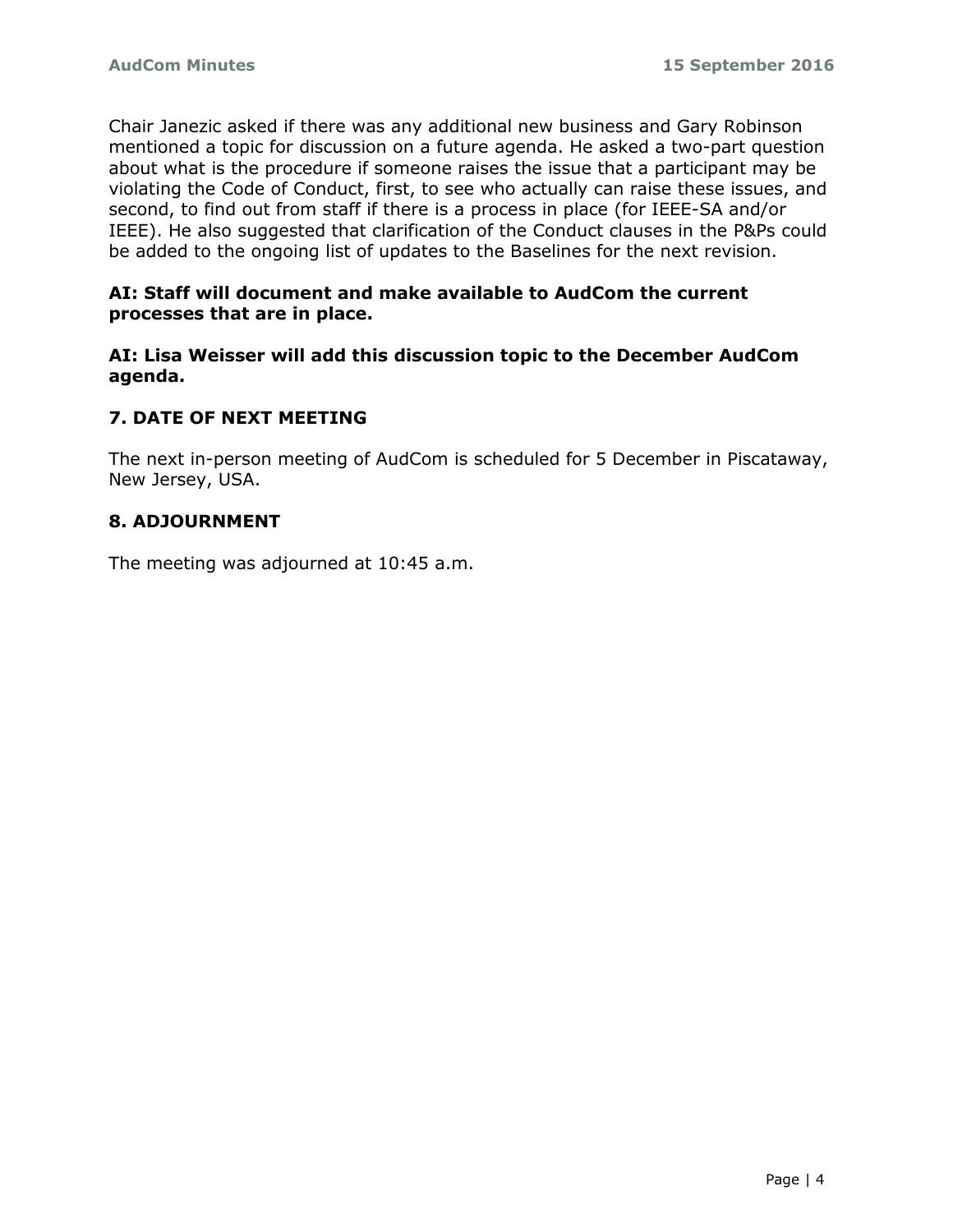Chair Janezic asked if there was any additional new business and Gary Robinson mentioned a topic for discussion on a future agenda. He asked a two-part question about what is the procedure if someone raises the issue that a participant may be violating the Code of Conduct, first, to see who actually can raise these issues, and second, to find out from staff if there is a process in place (for IEEE-SA and/or IEEE). He also suggested that clarification of the Conduct clauses in the P&Ps could be added to the ongoing list of updates to the Baselines for the next revision.

**AI: Staff will document and make available to AudCom the current processes that are in place.**

**AI: Lisa Weisser will add this discussion topic to the December AudCom agenda.**

## 7. DATE OF NEXT MEETING

The next in-person meeting of AudCom is scheduled for 5 December in Piscataway, New Jersey, USA.

## 8. ADJOURNMENT

The meeting was adjourned at 10:45 a.m.